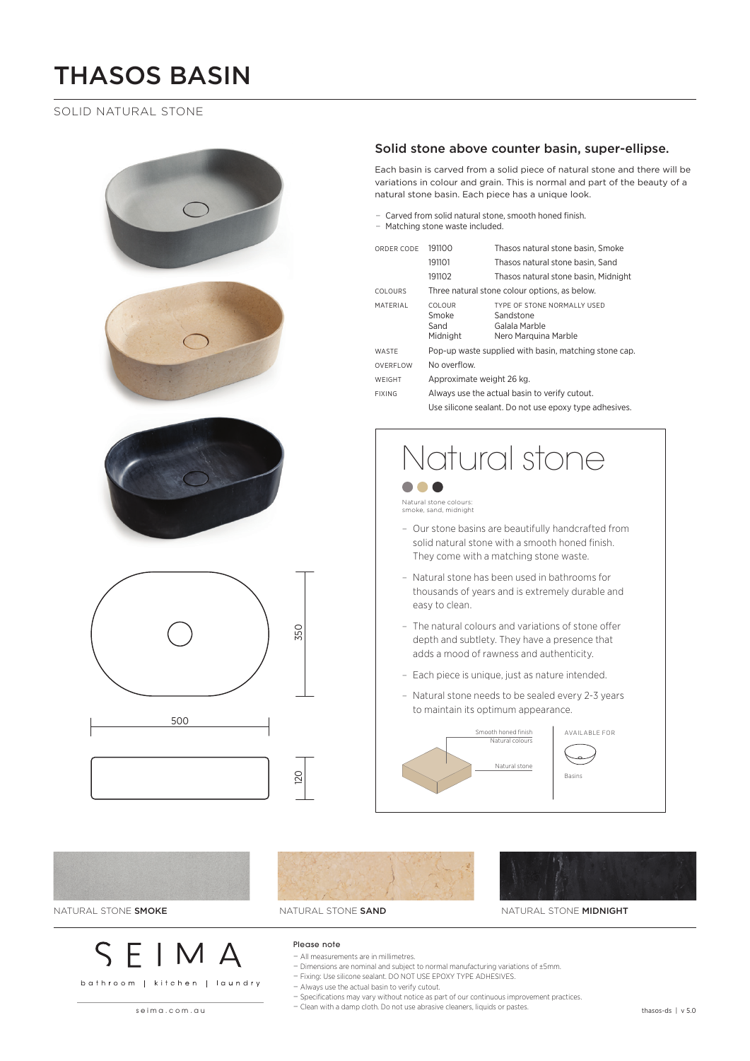# THASOS BASIN

SOLID NATURAL STONE

## Solid stone above counter basin, super-ellipse.

Each basin is carved from a solid piece of natural stone and there will be variations in colour and grain. This is normal and part of the beauty of a natural stone basin. Each piece has a unique look.

- Carved from solid natural stone, smooth honed finish.
- Matching stone waste included.

| | | |
|---|---|---|
| ORDER CODE | 191100 | Thasos natural stone basin, Smoke |
| | 191101 | Thasos natural stone basin, Sand |
| | 191102 | Thasos natural stone basin, Midnight |
| COLOURS | Three natural stone colour options, as below. | |
| MATERIAL | COLOUR | TYPE OF STONE NORMALLY USED |
| | Smoke | Sandstone |
| | Sand | Galala Marble |
| | Midnight | Nero Marquina Marble |
| WASTE | Pop-up waste supplied with basin, matching stone cap. | |
| OVERFLOW | No overflow. | |
| WEIGHT | Approximate weight 26 kg. | |
| FIXING | Always use the actual basin to verify cutout. | |
| | Use silicone sealant. Do not use epoxy type adhesives. | |

350

500

120

## Natural stone

Natural stone colours: smoke, sand, midnight

- Our stone basins are beautifully handcrafted from solid natural stone with a smooth honed finish. They come with a matching stone waste.
- Natural stone has been used in bathrooms for thousands of years and is extremely durable and easy to clean.
- The natural colours and variations of stone offer depth and subtlety. They have a presence that adds a mood of rawness and authenticity.
- Each piece is unique, just as nature intended.
- Natural stone needs to be sealed every 2-3 years to maintain its optimum appearance.

Smooth honed finish
Natural colours
Natural stone

AVAILABLE FOR

Basins

NATURAL STONE **SMOKE**

NATURAL STONE **SAND**

NATURAL STONE **MIDNIGHT**

SEIMA

bathroom | kitchen | laundry

seima.com.au

Please note

- All measurements are in millimetres.
- Dimensions are nominal and subject to normal manufacturing variations of ±5mm.
- Fixing: Use silicone sealant. DO NOT USE EPOXY TYPE ADHESIVES.
- Always use the actual basin to verify cutout.
- Specifications may vary without notice as part of our continuous improvement practices.
- Clean with a damp cloth. Do not use abrasive cleaners, liquids or pastes.

thasos-ds | v 5.0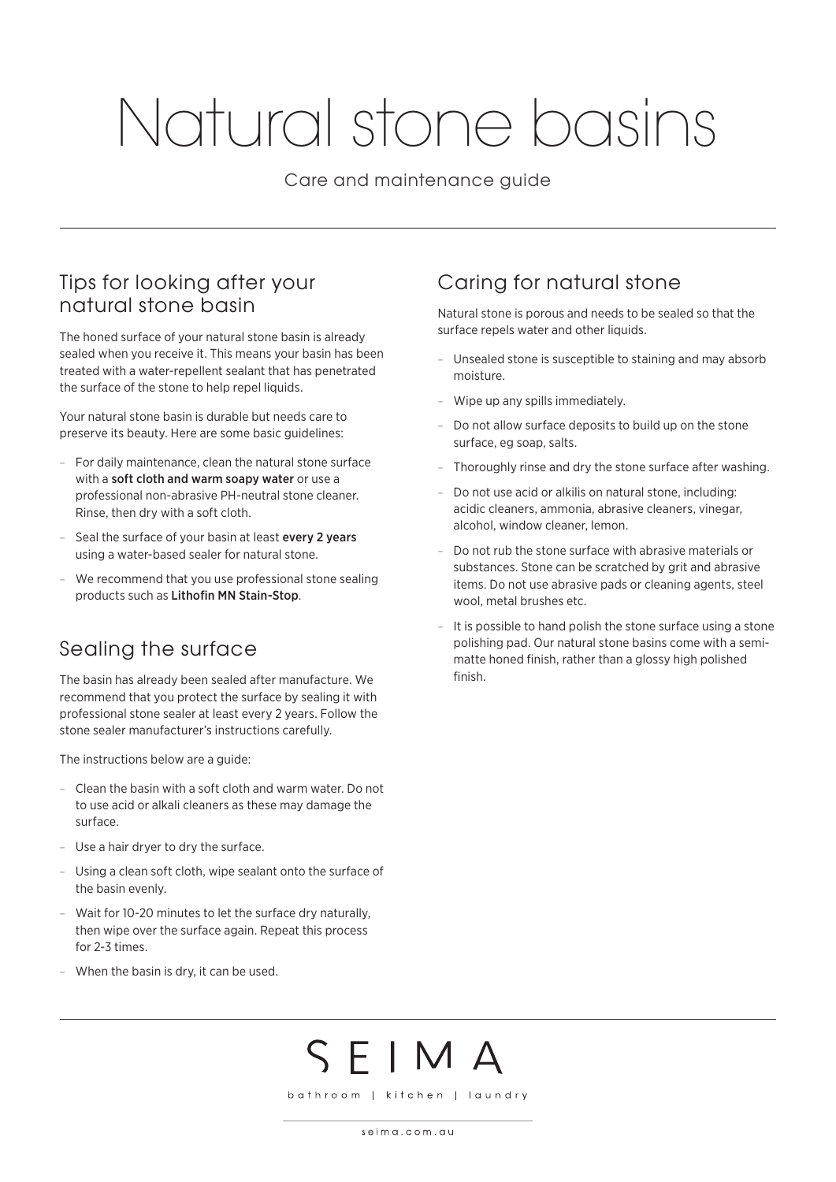# Natural stone basins

Care and maintenance guide

## Tips for looking after your natural stone basin

The honed surface of your natural stone basin is already sealed when you receive it. This means your basin has been treated with a water-repellent sealant that has penetrated the surface of the stone to help repel liquids.

Your natural stone basin is durable but needs care to preserve its beauty. Here are some basic guidelines:

- For daily maintenance, clean the natural stone surface with a **soft cloth and warm soapy water** or use a professional non-abrasive PH-neutral stone cleaner. Rinse, then dry with a soft cloth.
- Seal the surface of your basin at least **every 2 years** using a water-based sealer for natural stone.
- We recommend that you use professional stone sealing products such as **Lithofin MN Stain-Stop**.

## Sealing the surface

The basin has already been sealed after manufacture. We recommend that you protect the surface by sealing it with professional stone sealer at least every 2 years. Follow the stone sealer manufacturer's instructions carefully.

The instructions below are a guide:

- Clean the basin with a soft cloth and warm water. Do not to use acid or alkali cleaners as these may damage the surface.
- Use a hair dryer to dry the surface.
- Using a clean soft cloth, wipe sealant onto the surface of the basin evenly.
- Wait for 10-20 minutes to let the surface dry naturally, then wipe over the surface again. Repeat this process for 2-3 times.
- When the basin is dry, it can be used.

## Caring for natural stone

Natural stone is porous and needs to be sealed so that the surface repels water and other liquids.

- Unsealed stone is susceptible to staining and may absorb moisture.
- Wipe up any spills immediately.
- Do not allow surface deposits to build up on the stone surface, eg soap, salts.
- Thoroughly rinse and dry the stone surface after washing.
- Do not use acid or alkilis on natural stone, including: acidic cleaners, ammonia, abrasive cleaners, vinegar, alcohol, window cleaner, lemon.
- Do not rub the stone surface with abrasive materials or substances. Stone can be scratched by grit and abrasive items. Do not use abrasive pads or cleaning agents, steel wool, metal brushes etc.
- It is possible to hand polish the stone surface using a stone polishing pad. Our natural stone basins come with a semi-matte honed finish, rather than a glossy high polished finish.

SEIMA

bathroom | kitchen | laundry

seima.com.au